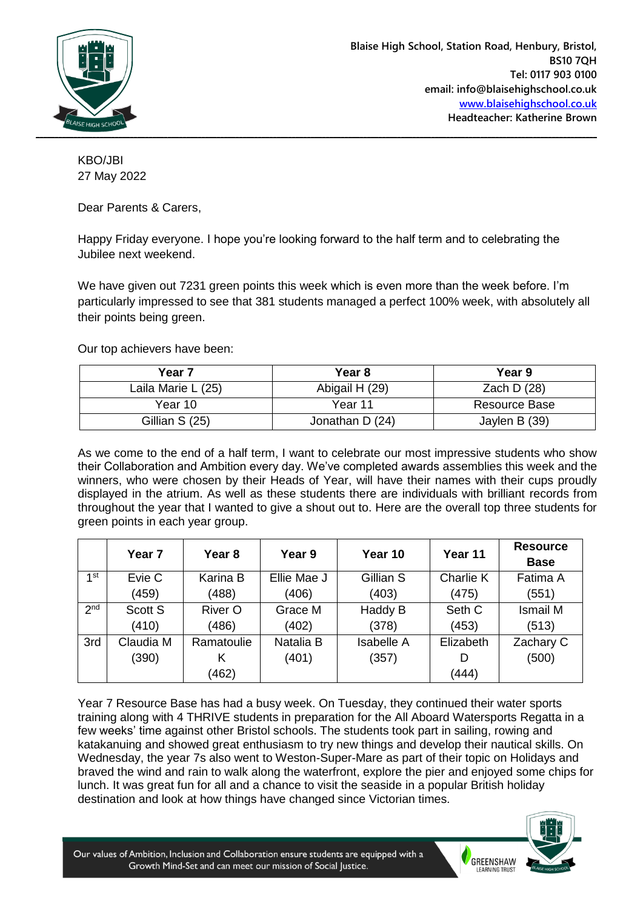Blaise High School, Station Road, Henbury, Bristol, BS10 7QH
Tel: 0117 903 0100
email: info@blaisehighschool.co.uk
www.blaisehighschool.co.uk
Headteacher: Katherine Brown

KBO/JBI
27 May 2022

Dear Parents & Carers,

Happy Friday everyone. I hope you're looking forward to the half term and to celebrating the Jubilee next weekend.

We have given out 7231 green points this week which is even more than the week before. I'm particularly impressed to see that 381 students managed a perfect 100% week, with absolutely all their points being green.

Our top achievers have been:

| **Year 7** | **Year 8** | **Year 9** |
|---|---|---|
| Laila Marie L (25) | Abigail H (29) | Zach D (28) |
| Year 10 | Year 11 | Resource Base |
| Gillian S (25) | Jonathan D (24) | Jaylen B (39) |

As we come to the end of a half term, I want to celebrate our most impressive students who show their Collaboration and Ambition every day. We've completed awards assemblies this week and the winners, who were chosen by their Heads of Year, will have their names with their cups proudly displayed in the atrium. As well as these students there are individuals with brilliant records from throughout the year that I wanted to give a shout out to. Here are the overall top three students for green points in each year group.

| | **Year 7** | **Year 8** | **Year 9** | **Year 10** | **Year 11** | **Resource Base** |
|---|---|---|---|---|---|---|
| 1st | Evie C (459) | Karina B (488) | Ellie Mae J (406) | Gillian S (403) | Charlie K (475) | Fatima A (551) |
| 2nd | Scott S (410) | River O (486) | Grace M (402) | Haddy B (378) | Seth C (453) | Ismail M (513) |
| 3rd | Claudia M (390) | Ramatoulie K (462) | Natalia B (401) | Isabelle A (357) | Elizabeth D (444) | Zachary C (500) |

Year 7 Resource Base has had a busy week. On Tuesday, they continued their water sports training along with 4 THRIVE students in preparation for the All Aboard Watersports Regatta in a few weeks' time against other Bristol schools. The students took part in sailing, rowing and katakanuing and showed great enthusiasm to try new things and develop their nautical skills. On Wednesday, the year 7s also went to Weston-Super-Mare as part of their topic on Holidays and braved the wind and rain to walk along the waterfront, explore the pier and enjoyed some chips for lunch. It was great fun for all and a chance to visit the seaside in a popular British holiday destination and look at how things have changed since Victorian times.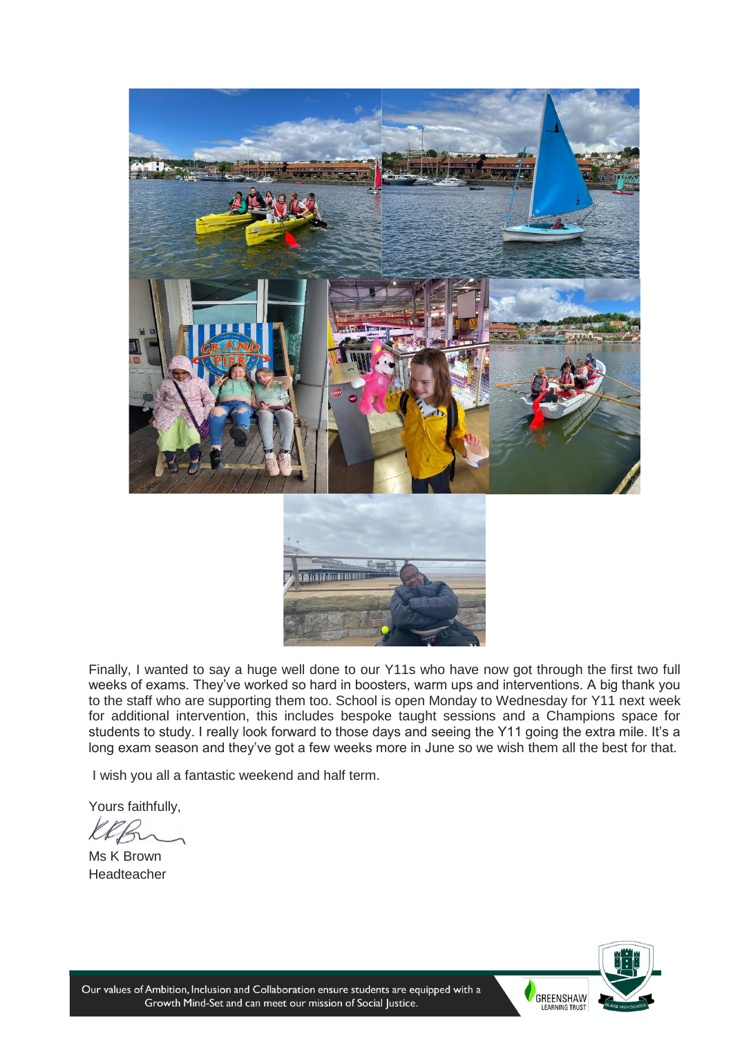Finally, I wanted to say a huge well done to our Y11s who have now got through the first two full weeks of exams. They've worked so hard in boosters, warm ups and interventions. A big thank you to the staff who are supporting them too. School is open Monday to Wednesday for Y11 next week for additional intervention, this includes bespoke taught sessions and a Champions space for students to study. I really look forward to those days and seeing the Y11 going the extra mile. It's a long exam season and they've got a few weeks more in June so we wish them all the best for that.

I wish you all a fantastic weekend and half term.

Yours faithfully,

Ms K Brown
Headteacher

Our values of Ambition, Inclusion and Collaboration ensure students are equipped with a Growth Mind-Set and can meet our mission of Social Justice.